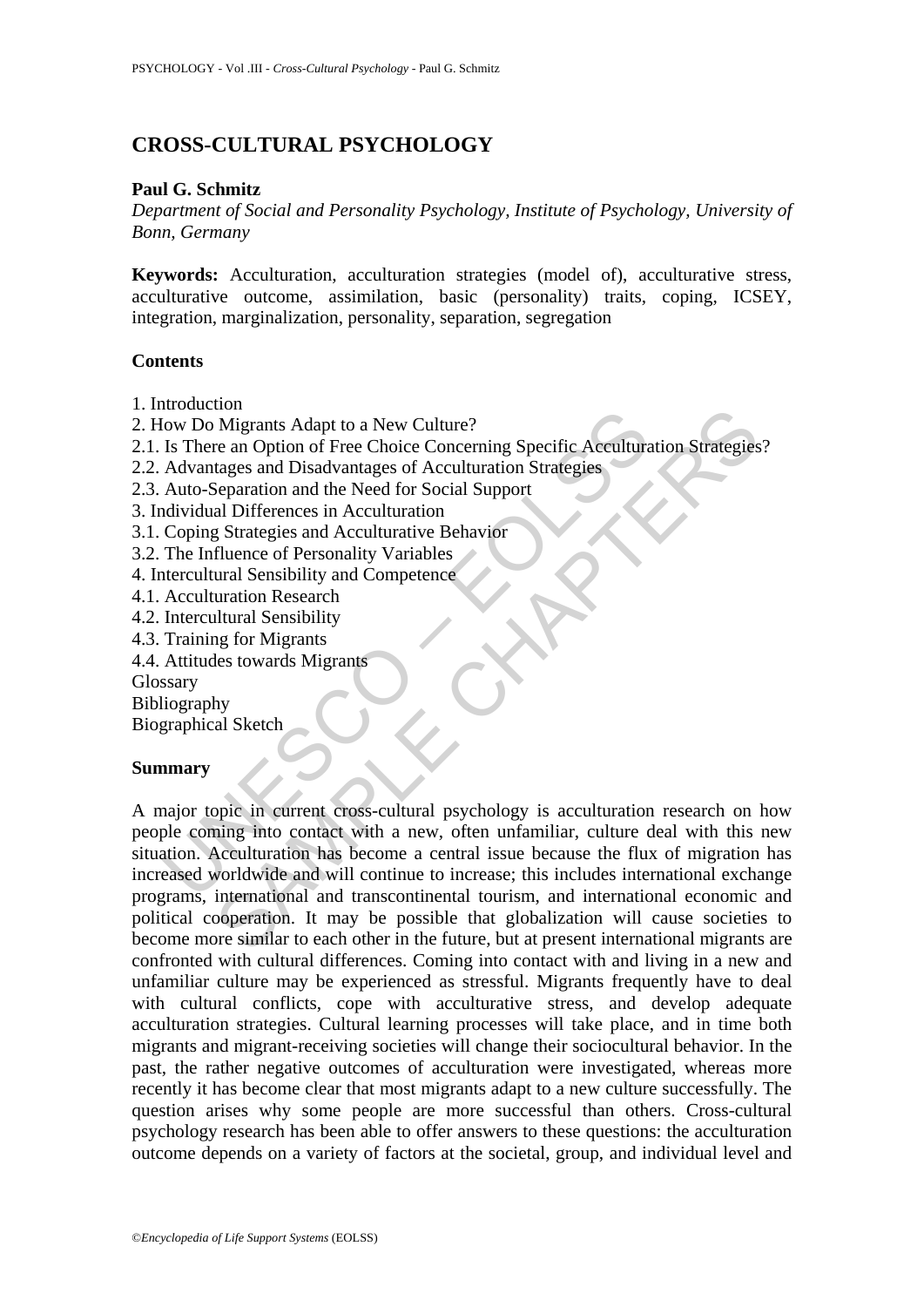# CROSS-CULTURAL PSYCHOLOGY

**Paul G. Schmitz**

*Department of Social and Personality Psychology, Institute of Psychology, University of Bonn, Germany*

**Keywords:** Acculturation, acculturation strategies (model of), acculturative stress, acculturative outcome, assimilation, basic (personality) traits, coping, ICSEY, integration, marginalization, personality, separation, segregation

## Contents

1. Introduction
2. How Do Migrants Adapt to a New Culture?
2.1. Is There an Option of Free Choice Concerning Specific Acculturation Strategies?
2.2. Advantages and Disadvantages of Acculturation Strategies
2.3. Auto-Separation and the Need for Social Support
3. Individual Differences in Acculturation
3.1. Coping Strategies and Acculturative Behavior
3.2. The Influence of Personality Variables
4. Intercultural Sensibility and Competence
4.1. Acculturation Research
4.2. Intercultural Sensibility
4.3. Training for Migrants
4.4. Attitudes towards Migrants

Glossary
Bibliography
Biographical Sketch

## Summary

A major topic in current cross-cultural psychology is acculturation research on how people coming into contact with a new, often unfamiliar, culture deal with this new situation. Acculturation has become a central issue because the flux of migration has increased worldwide and will continue to increase; this includes international exchange programs, international and transcontinental tourism, and international economic and political cooperation. It may be possible that globalization will cause societies to become more similar to each other in the future, but at present international migrants are confronted with cultural differences. Coming into contact with and living in a new and unfamiliar culture may be experienced as stressful. Migrants frequently have to deal with cultural conflicts, cope with acculturative stress, and develop adequate acculturation strategies. Cultural learning processes will take place, and in time both migrants and migrant-receiving societies will change their sociocultural behavior. In the past, the rather negative outcomes of acculturation were investigated, whereas more recently it has become clear that most migrants adapt to a new culture successfully. The question arises why some people are more successful than others. Cross-cultural psychology research has been able to offer answers to these questions: the acculturation outcome depends on a variety of factors at the societal, group, and individual level and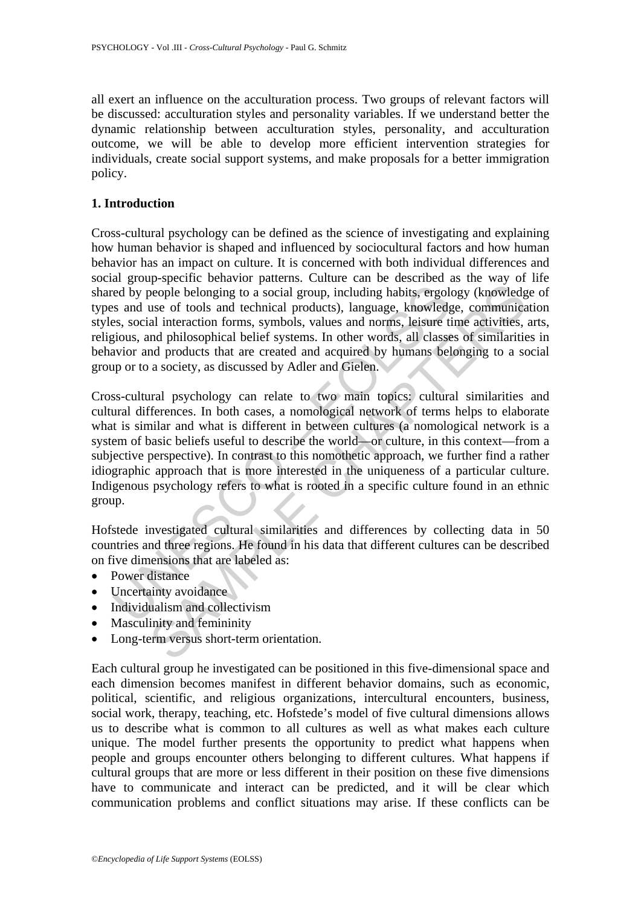all exert an influence on the acculturation process. Two groups of relevant factors will be discussed: acculturation styles and personality variables. If we understand better the dynamic relationship between acculturation styles, personality, and acculturation outcome, we will be able to develop more efficient intervention strategies for individuals, create social support systems, and make proposals for a better immigration policy.

## 1. Introduction

Cross-cultural psychology can be defined as the science of investigating and explaining how human behavior is shaped and influenced by sociocultural factors and how human behavior has an impact on culture. It is concerned with both individual differences and social group-specific behavior patterns. Culture can be described as the way of life shared by people belonging to a social group, including habits, ergology (knowledge of types and use of tools and technical products), language, knowledge, communication styles, social interaction forms, symbols, values and norms, leisure time activities, arts, religious, and philosophical belief systems. In other words, all classes of similarities in behavior and products that are created and acquired by humans belonging to a social group or to a society, as discussed by Adler and Gielen.

Cross-cultural psychology can relate to two main topics: cultural similarities and cultural differences. In both cases, a nomological network of terms helps to elaborate what is similar and what is different in between cultures (a nomological network is a system of basic beliefs useful to describe the world—or culture, in this context—from a subjective perspective). In contrast to this nomothetic approach, we further find a rather idiographic approach that is more interested in the uniqueness of a particular culture. Indigenous psychology refers to what is rooted in a specific culture found in an ethnic group.

Hofstede investigated cultural similarities and differences by collecting data in 50 countries and three regions. He found in his data that different cultures can be described on five dimensions that are labeled as:

- Power distance
- Uncertainty avoidance
- Individualism and collectivism
- Masculinity and femininity
- Long-term versus short-term orientation.

Each cultural group he investigated can be positioned in this five-dimensional space and each dimension becomes manifest in different behavior domains, such as economic, political, scientific, and religious organizations, intercultural encounters, business, social work, therapy, teaching, etc. Hofstede's model of five cultural dimensions allows us to describe what is common to all cultures as well as what makes each culture unique. The model further presents the opportunity to predict what happens when people and groups encounter others belonging to different cultures. What happens if cultural groups that are more or less different in their position on these five dimensions have to communicate and interact can be predicted, and it will be clear which communication problems and conflict situations may arise. If these conflicts can be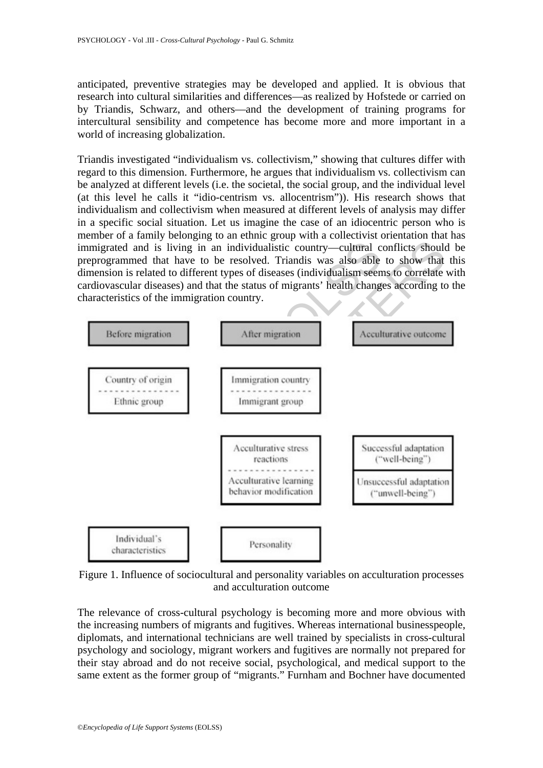anticipated, preventive strategies may be developed and applied. It is obvious that research into cultural similarities and differences—as realized by Hofstede or carried on by Triandis, Schwarz, and others—and the development of training programs for intercultural sensibility and competence has become more and more important in a world of increasing globalization.

Triandis investigated "individualism vs. collectivism," showing that cultures differ with regard to this dimension. Furthermore, he argues that individualism vs. collectivism can be analyzed at different levels (i.e. the societal, the social group, and the individual level (at this level he calls it "idio-centrism vs. allocentrism")). His research shows that individualism and collectivism when measured at different levels of analysis may differ in a specific social situation. Let us imagine the case of an idiocentric person who is member of a family belonging to an ethnic group with a collectivist orientation that has immigrated and is living in an individualistic country—cultural conflicts should be preprogrammed that have to be resolved. Triandis was also able to show that this dimension is related to different types of diseases (individualism seems to correlate with cardiovascular diseases) and that the status of migrants' health changes according to the characteristics of the immigration country.

| Before migration | After migration | Acculturative outcome |
|---|---|---|
| Country of origin / Ethnic group | Immigration country / Immigrant group | |
| | Acculturative stress reactions / Acculturative learning behavior modification | Successful adaptation ("well-being") / Unsuccessful adaptation ("unwell-being") |
| Individual's characteristics | Personality | |

Figure 1. Influence of sociocultural and personality variables on acculturation processes and acculturation outcome

The relevance of cross-cultural psychology is becoming more and more obvious with the increasing numbers of migrants and fugitives. Whereas international businesspeople, diplomats, and international technicians are well trained by specialists in cross-cultural psychology and sociology, migrant workers and fugitives are normally not prepared for their stay abroad and do not receive social, psychological, and medical support to the same extent as the former group of "migrants." Furnham and Bochner have documented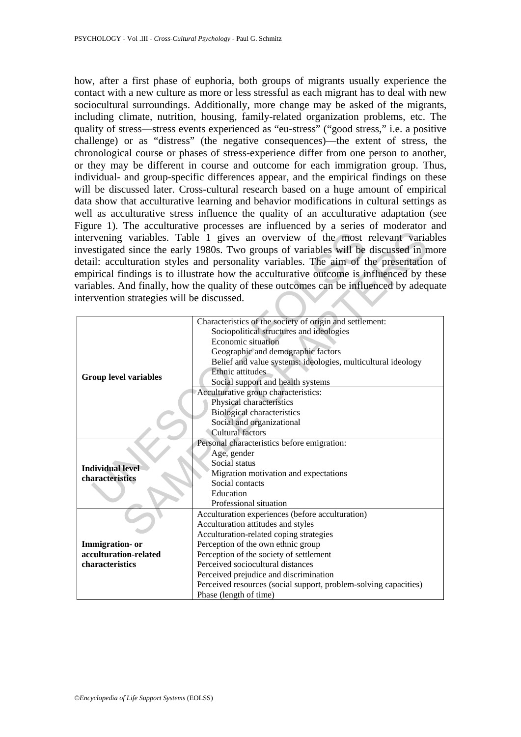how, after a first phase of euphoria, both groups of migrants usually experience the contact with a new culture as more or less stressful as each migrant has to deal with new sociocultural surroundings. Additionally, more change may be asked of the migrants, including climate, nutrition, housing, family-related organization problems, etc. The quality of stress—stress events experienced as "eu-stress" ("good stress," i.e. a positive challenge) or as "distress" (the negative consequences)—the extent of stress, the chronological course or phases of stress-experience differ from one person to another, or they may be different in course and outcome for each immigration group. Thus, individual- and group-specific differences appear, and the empirical findings on these will be discussed later. Cross-cultural research based on a huge amount of empirical data show that acculturative learning and behavior modifications in cultural settings as well as acculturative stress influence the quality of an acculturative adaptation (see Figure 1). The acculturative processes are influenced by a series of moderator and intervening variables. Table 1 gives an overview of the most relevant variables investigated since the early 1980s. Two groups of variables will be discussed in more detail: acculturation styles and personality variables. The aim of the presentation of empirical findings is to illustrate how the acculturative outcome is influenced by these variables. And finally, how the quality of these outcomes can be influenced by adequate intervention strategies will be discussed.

| | |
|---|---|
| **Group level variables** | Characteristics of the society of origin and settlement:<br>Sociopolitical structures and ideologies<br>Economic situation<br>Geographic and demographic factors<br>Belief and value systems: ideologies, multicultural ideology<br>Ethnic attitudes<br>Social support and health systems |
| | Acculturative group characteristics:<br>Physical characteristics<br>Biological characteristics<br>Social and organizational<br>Cultural factors |
| **Individual level characteristics** | Personal characteristics before emigration:<br>Age, gender<br>Social status<br>Migration motivation and expectations<br>Social contacts<br>Education<br>Professional situation |
| **Immigration- or acculturation-related characteristics** | Acculturation experiences (before acculturation)<br>Acculturation attitudes and styles<br>Acculturation-related coping strategies<br>Perception of the own ethnic group<br>Perception of the society of settlement<br>Perceived sociocultural distances<br>Perceived prejudice and discrimination<br>Perceived resources (social support, problem-solving capacities)<br>Phase (length of time) |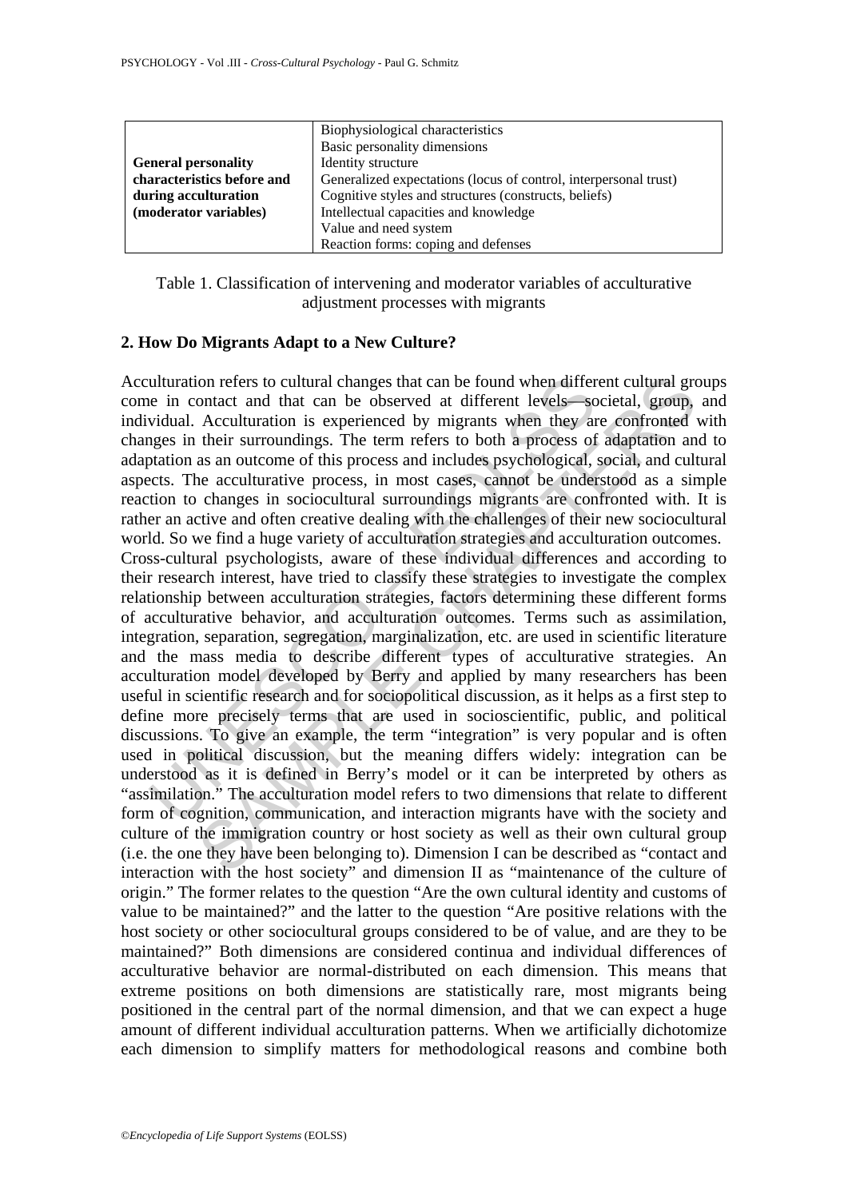| | |
|---|---|
| **General personality characteristics before and during acculturation (moderator variables)** | Biophysiological characteristics<br>Basic personality dimensions<br>Identity structure<br>Generalized expectations (locus of control, interpersonal trust)<br>Cognitive styles and structures (constructs, beliefs)<br>Intellectual capacities and knowledge<br>Value and need system<br>Reaction forms: coping and defenses |

Table 1. Classification of intervening and moderator variables of acculturative adjustment processes with migrants

## 2. How Do Migrants Adapt to a New Culture?

Acculturation refers to cultural changes that can be found when different cultural groups come in contact and that can be observed at different levels—societal, group, and individual. Acculturation is experienced by migrants when they are confronted with changes in their surroundings. The term refers to both a process of adaptation and to adaptation as an outcome of this process and includes psychological, social, and cultural aspects. The acculturative process, in most cases, cannot be understood as a simple reaction to changes in sociocultural surroundings migrants are confronted with. It is rather an active and often creative dealing with the challenges of their new sociocultural world. So we find a huge variety of acculturation strategies and acculturation outcomes.

Cross-cultural psychologists, aware of these individual differences and according to their research interest, have tried to classify these strategies to investigate the complex relationship between acculturation strategies, factors determining these different forms of acculturative behavior, and acculturation outcomes. Terms such as assimilation, integration, separation, segregation, marginalization, etc. are used in scientific literature and the mass media to describe different types of acculturative strategies. An acculturation model developed by Berry and applied by many researchers has been useful in scientific research and for sociopolitical discussion, as it helps as a first step to define more precisely terms that are used in socioscientific, public, and political discussions. To give an example, the term "integration" is very popular and is often used in political discussion, but the meaning differs widely: integration can be understood as it is defined in Berry's model or it can be interpreted by others as "assimilation." The acculturation model refers to two dimensions that relate to different form of cognition, communication, and interaction migrants have with the society and culture of the immigration country or host society as well as their own cultural group (i.e. the one they have been belonging to). Dimension I can be described as "contact and interaction with the host society" and dimension II as "maintenance of the culture of origin." The former relates to the question "Are the own cultural identity and customs of value to be maintained?" and the latter to the question "Are positive relations with the host society or other sociocultural groups considered to be of value, and are they to be maintained?" Both dimensions are considered continua and individual differences of acculturative behavior are normal-distributed on each dimension. This means that extreme positions on both dimensions are statistically rare, most migrants being positioned in the central part of the normal dimension, and that we can expect a huge amount of different individual acculturation patterns. When we artificially dichotomize each dimension to simplify matters for methodological reasons and combine both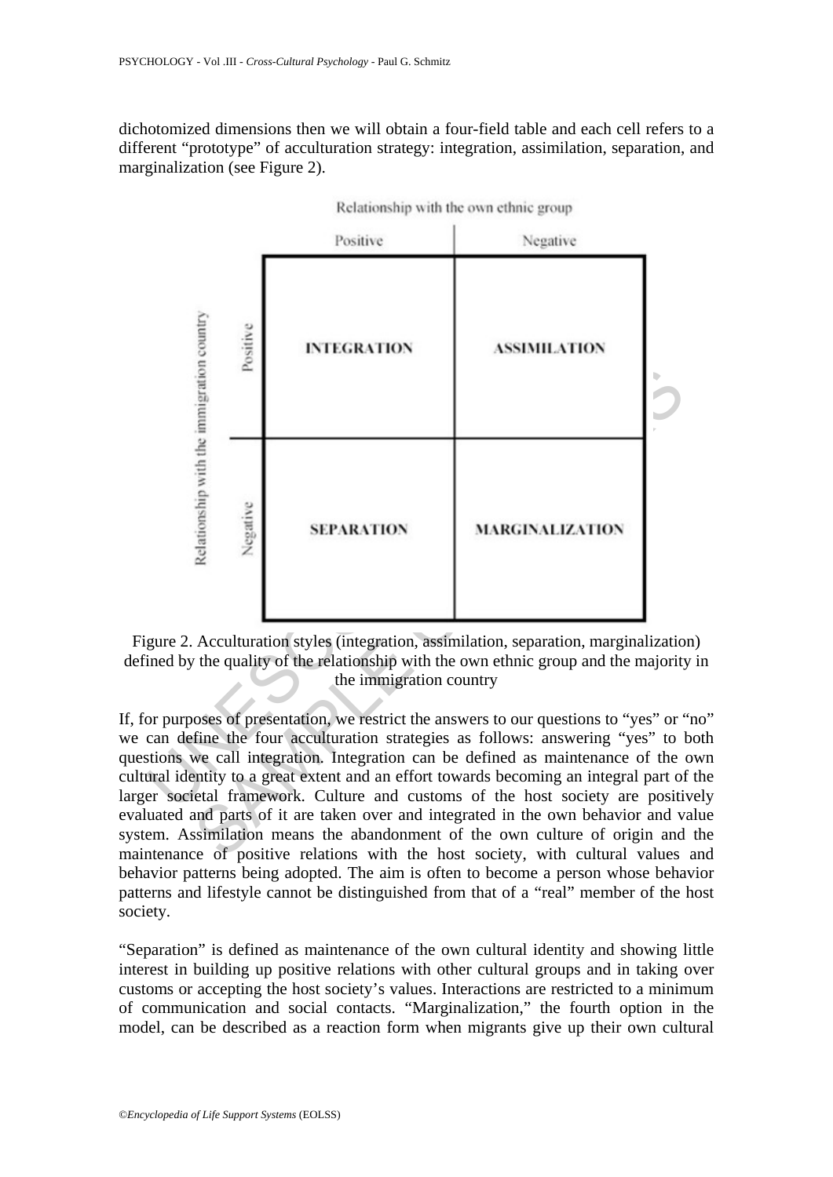dichotomized dimensions then we will obtain a four-field table and each cell refers to a different "prototype" of acculturation strategy: integration, assimilation, separation, and marginalization (see Figure 2).

| | | Relationship with the own ethnic group | |
|---|---|---|---|
| | | Positive | Negative |
| Relationship with the immigration country | Positive | INTEGRATION | ASSIMILATION |
| | Negative | SEPARATION | MARGINALIZATION |

Figure 2. Acculturation styles (integration, assimilation, separation, marginalization) defined by the quality of the relationship with the own ethnic group and the majority in the immigration country

If, for purposes of presentation, we restrict the answers to our questions to "yes" or "no" we can define the four acculturation strategies as follows: answering "yes" to both questions we call integration. Integration can be defined as maintenance of the own cultural identity to a great extent and an effort towards becoming an integral part of the larger societal framework. Culture and customs of the host society are positively evaluated and parts of it are taken over and integrated in the own behavior and value system. Assimilation means the abandonment of the own culture of origin and the maintenance of positive relations with the host society, with cultural values and behavior patterns being adopted. The aim is often to become a person whose behavior patterns and lifestyle cannot be distinguished from that of a "real" member of the host society.

"Separation" is defined as maintenance of the own cultural identity and showing little interest in building up positive relations with other cultural groups and in taking over customs or accepting the host society's values. Interactions are restricted to a minimum of communication and social contacts. "Marginalization," the fourth option in the model, can be described as a reaction form when migrants give up their own cultural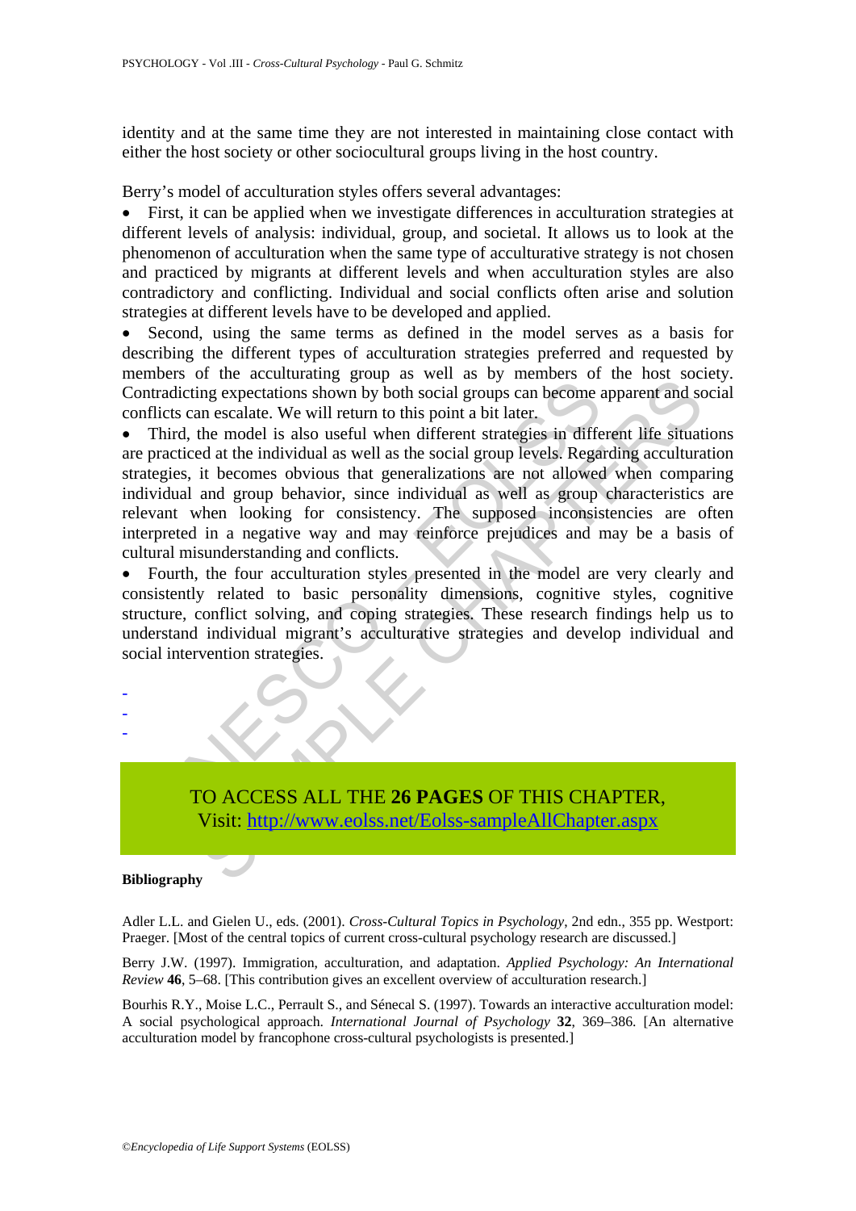identity and at the same time they are not interested in maintaining close contact with either the host society or other sociocultural groups living in the host country.

Berry's model of acculturation styles offers several advantages:

- First, it can be applied when we investigate differences in acculturation strategies at different levels of analysis: individual, group, and societal. It allows us to look at the phenomenon of acculturation when the same type of acculturative strategy is not chosen and practiced by migrants at different levels and when acculturation styles are also contradictory and conflicting. Individual and social conflicts often arise and solution strategies at different levels have to be developed and applied.
- Second, using the same terms as defined in the model serves as a basis for describing the different types of acculturation strategies preferred and requested by members of the acculturating group as well as by members of the host society. Contradicting expectations shown by both social groups can become apparent and social conflicts can escalate. We will return to this point a bit later.
- Third, the model is also useful when different strategies in different life situations are practiced at the individual as well as the social group levels. Regarding acculturation strategies, it becomes obvious that generalizations are not allowed when comparing individual and group behavior, since individual as well as group characteristics are relevant when looking for consistency. The supposed inconsistencies are often interpreted in a negative way and may reinforce prejudices and may be a basis of cultural misunderstanding and conflicts.
- Fourth, the four acculturation styles presented in the model are very clearly and consistently related to basic personality dimensions, cognitive styles, cognitive structure, conflict solving, and coping strategies. These research findings help us to understand individual migrant's acculturative strategies and develop individual and social intervention strategies.

-
-
-

TO ACCESS ALL THE **26 PAGES** OF THIS CHAPTER,
Visit: http://www.eolss.net/Eolss-sampleAllChapter.aspx

**Bibliography**

Adler L.L. and Gielen U., eds. (2001). *Cross-Cultural Topics in Psychology*, 2nd edn., 355 pp. Westport: Praeger. [Most of the central topics of current cross-cultural psychology research are discussed.]

Berry J.W. (1997). Immigration, acculturation, and adaptation. *Applied Psychology: An International Review* **46**, 5–68. [This contribution gives an excellent overview of acculturation research.]

Bourhis R.Y., Moise L.C., Perrault S., and Sénecal S. (1997). Towards an interactive acculturation model: A social psychological approach. *International Journal of Psychology* **32**, 369–386. [An alternative acculturation model by francophone cross-cultural psychologists is presented.]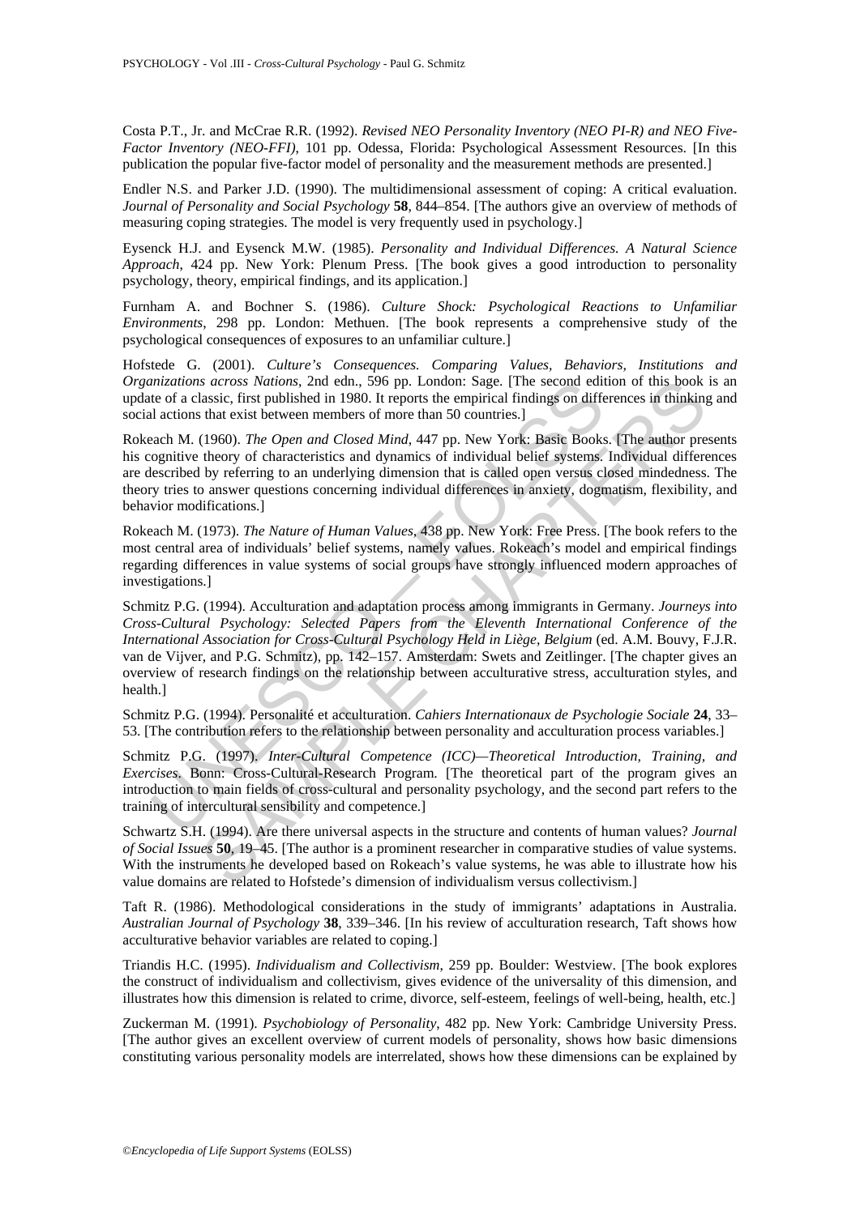Costa P.T., Jr. and McCrae R.R. (1992). *Revised NEO Personality Inventory (NEO PI-R) and NEO Five-Factor Inventory (NEO-FFI)*, 101 pp. Odessa, Florida: Psychological Assessment Resources. [In this publication the popular five-factor model of personality and the measurement methods are presented.]

Endler N.S. and Parker J.D. (1990). The multidimensional assessment of coping: A critical evaluation. *Journal of Personality and Social Psychology* **58**, 844–854. [The authors give an overview of methods of measuring coping strategies. The model is very frequently used in psychology.]

Eysenck H.J. and Eysenck M.W. (1985). *Personality and Individual Differences. A Natural Science Approach*, 424 pp. New York: Plenum Press. [The book gives a good introduction to personality psychology, theory, empirical findings, and its application.]

Furnham A. and Bochner S. (1986). *Culture Shock: Psychological Reactions to Unfamiliar Environments*, 298 pp. London: Methuen. [The book represents a comprehensive study of the psychological consequences of exposures to an unfamiliar culture.]

Hofstede G. (2001). *Culture's Consequences. Comparing Values, Behaviors, Institutions and Organizations across Nations*, 2nd edn., 596 pp. London: Sage. [The second edition of this book is an update of a classic, first published in 1980. It reports the empirical findings on differences in thinking and social actions that exist between members of more than 50 countries.]

Rokeach M. (1960). *The Open and Closed Mind*, 447 pp. New York: Basic Books. [The author presents his cognitive theory of characteristics and dynamics of individual belief systems. Individual differences are described by referring to an underlying dimension that is called open versus closed mindedness. The theory tries to answer questions concerning individual differences in anxiety, dogmatism, flexibility, and behavior modifications.]

Rokeach M. (1973). *The Nature of Human Values*, 438 pp. New York: Free Press. [The book refers to the most central area of individuals' belief systems, namely values. Rokeach's model and empirical findings regarding differences in value systems of social groups have strongly influenced modern approaches of investigations.]

Schmitz P.G. (1994). Acculturation and adaptation process among immigrants in Germany. *Journeys into Cross-Cultural Psychology: Selected Papers from the Eleventh International Conference of the International Association for Cross-Cultural Psychology Held in Liège, Belgium* (ed. A.M. Bouvy, F.J.R. van de Vijver, and P.G. Schmitz), pp. 142–157. Amsterdam: Swets and Zeitlinger. [The chapter gives an overview of research findings on the relationship between acculturative stress, acculturation styles, and health.]

Schmitz P.G. (1994). Personalité et acculturation. *Cahiers Internationaux de Psychologie Sociale* **24**, 33–53. [The contribution refers to the relationship between personality and acculturation process variables.]

Schmitz P.G. (1997). *Inter-Cultural Competence (ICC)—Theoretical Introduction, Training, and Exercises*. Bonn: Cross-Cultural-Research Program. [The theoretical part of the program gives an introduction to main fields of cross-cultural and personality psychology, and the second part refers to the training of intercultural sensibility and competence.]

Schwartz S.H. (1994). Are there universal aspects in the structure and contents of human values? *Journal of Social Issues* **50**, 19–45. [The author is a prominent researcher in comparative studies of value systems. With the instruments he developed based on Rokeach's value systems, he was able to illustrate how his value domains are related to Hofstede's dimension of individualism versus collectivism.]

Taft R. (1986). Methodological considerations in the study of immigrants' adaptations in Australia. *Australian Journal of Psychology* **38**, 339–346. [In his review of acculturation research, Taft shows how acculturative behavior variables are related to coping.]

Triandis H.C. (1995). *Individualism and Collectivism*, 259 pp. Boulder: Westview. [The book explores the construct of individualism and collectivism, gives evidence of the universality of this dimension, and illustrates how this dimension is related to crime, divorce, self-esteem, feelings of well-being, health, etc.]

Zuckerman M. (1991). *Psychobiology of Personality*, 482 pp. New York: Cambridge University Press. [The author gives an excellent overview of current models of personality, shows how basic dimensions constituting various personality models are interrelated, shows how these dimensions can be explained by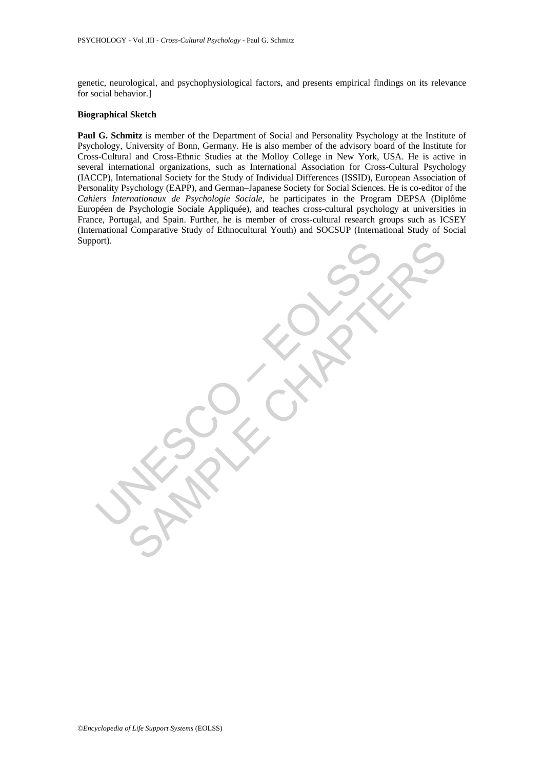genetic, neurological, and psychophysiological factors, and presents empirical findings on its relevance for social behavior.]

**Biographical Sketch**

**Paul G. Schmitz** is member of the Department of Social and Personality Psychology at the Institute of Psychology, University of Bonn, Germany. He is also member of the advisory board of the Institute for Cross-Cultural and Cross-Ethnic Studies at the Molloy College in New York, USA. He is active in several international organizations, such as International Association for Cross-Cultural Psychology (IACCP), International Society for the Study of Individual Differences (ISSID), European Association of Personality Psychology (EAPP), and German–Japanese Society for Social Sciences. He is co-editor of the *Cahiers Internationaux de Psychologie Sociale*, he participates in the Program DEPSA (Diplôme Européen de Psychologie Sociale Appliquée), and teaches cross-cultural psychology at universities in France, Portugal, and Spain. Further, he is member of cross-cultural research groups such as ICSEY (International Comparative Study of Ethnocultural Youth) and SOCSUP (International Study of Social Support).